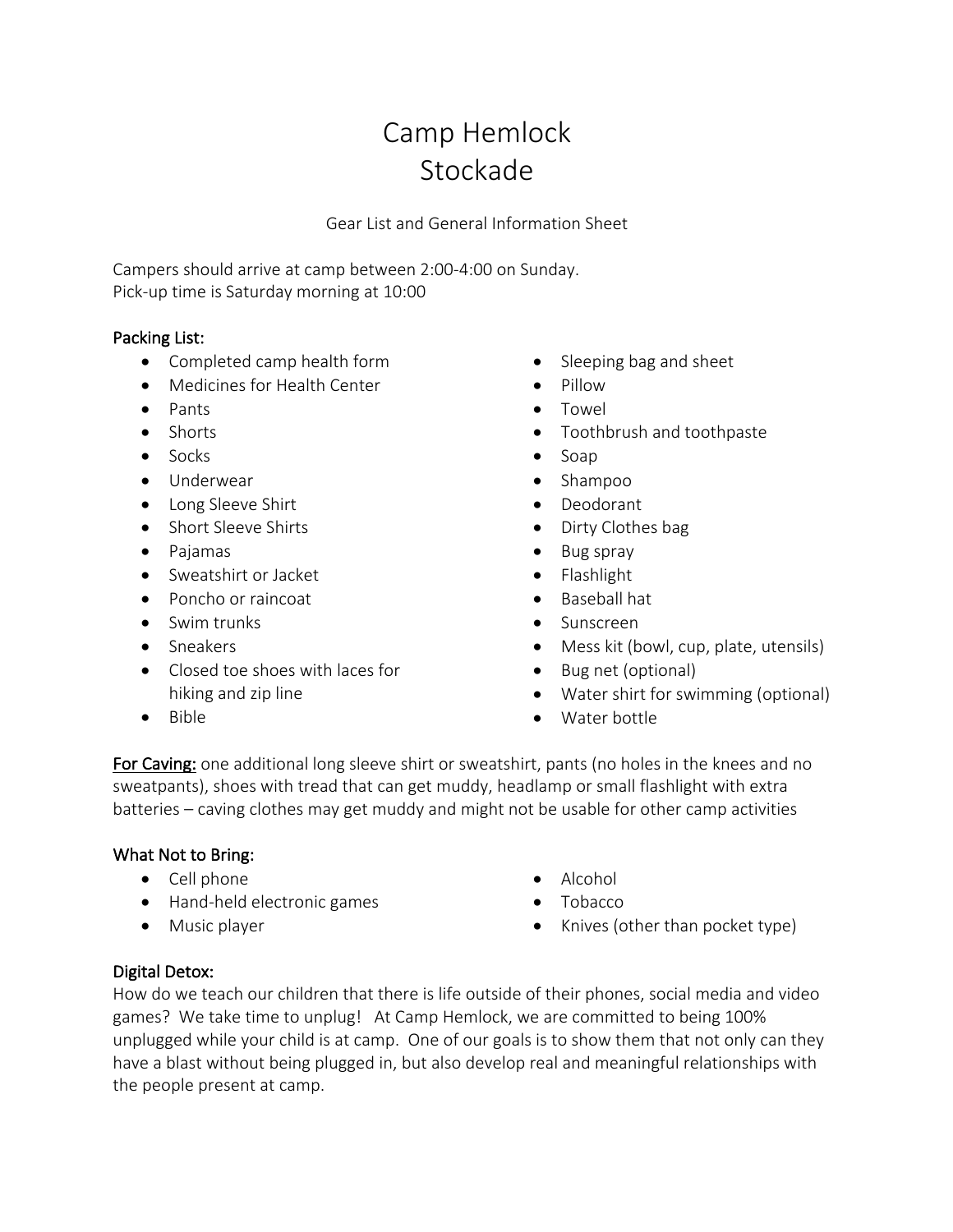# Camp Hemlock
# Stockade

Gear List and General Information Sheet

Campers should arrive at camp between 2:00-4:00 on Sunday.
Pick-up time is Saturday morning at 10:00

**Packing List:**

- Completed camp health form
- Medicines for Health Center
- Pants
- Shorts
- Socks
- Underwear
- Long Sleeve Shirt
- Short Sleeve Shirts
- Pajamas
- Sweatshirt or Jacket
- Poncho or raincoat
- Swim trunks
- Sneakers
- Closed toe shoes with laces for hiking and zip line
- Bible
- Sleeping bag and sheet
- Pillow
- Towel
- Toothbrush and toothpaste
- Soap
- Shampoo
- Deodorant
- Dirty Clothes bag
- Bug spray
- Flashlight
- Baseball hat
- Sunscreen
- Mess kit (bowl, cup, plate, utensils)
- Bug net (optional)
- Water shirt for swimming (optional)
- Water bottle

**For Caving:** one additional long sleeve shirt or sweatshirt, pants (no holes in the knees and no sweatpants), shoes with tread that can get muddy, headlamp or small flashlight with extra batteries – caving clothes may get muddy and might not be usable for other camp activities

**What Not to Bring:**

- Cell phone
- Hand-held electronic games
- Music player
- Alcohol
- Tobacco
- Knives (other than pocket type)

**Digital Detox:**
How do we teach our children that there is life outside of their phones, social media and video games? We take time to unplug! At Camp Hemlock, we are committed to being 100% unplugged while your child is at camp. One of our goals is to show them that not only can they have a blast without being plugged in, but also develop real and meaningful relationships with the people present at camp.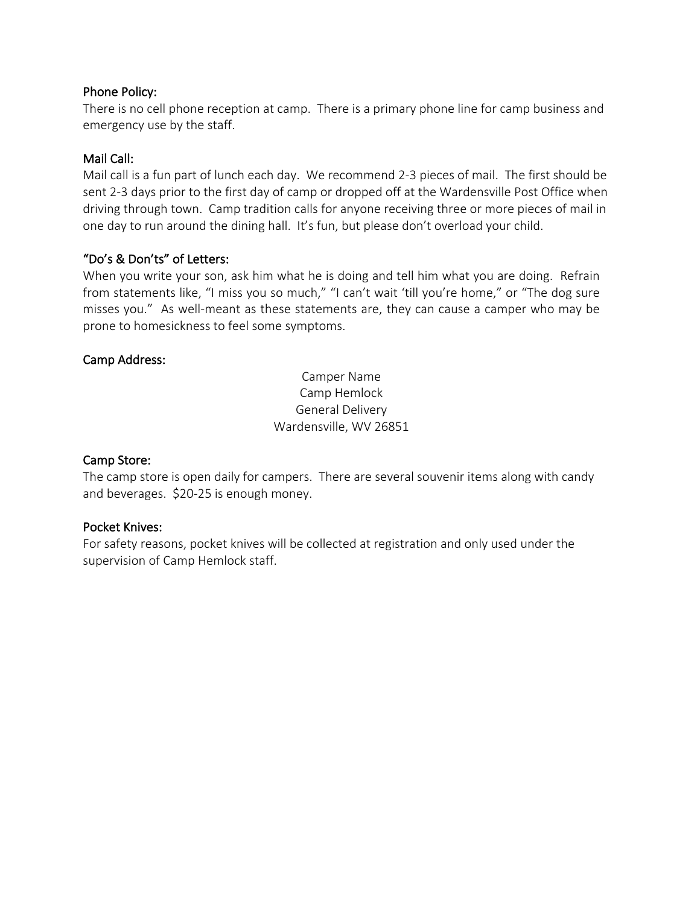## Phone Policy:

There is no cell phone reception at camp. There is a primary phone line for camp business and emergency use by the staff.

## Mail Call:

Mail call is a fun part of lunch each day. We recommend 2-3 pieces of mail. The first should be sent 2-3 days prior to the first day of camp or dropped off at the Wardensville Post Office when driving through town. Camp tradition calls for anyone receiving three or more pieces of mail in one day to run around the dining hall. It's fun, but please don't overload your child.

## "Do's & Don'ts" of Letters:

When you write your son, ask him what he is doing and tell him what you are doing. Refrain from statements like, "I miss you so much," "I can't wait 'till you're home," or "The dog sure misses you." As well-meant as these statements are, they can cause a camper who may be prone to homesickness to feel some symptoms.

## Camp Address:

Camper Name
Camp Hemlock
General Delivery
Wardensville, WV 26851

## Camp Store:

The camp store is open daily for campers. There are several souvenir items along with candy and beverages. $20-25 is enough money.

## Pocket Knives:

For safety reasons, pocket knives will be collected at registration and only used under the supervision of Camp Hemlock staff.